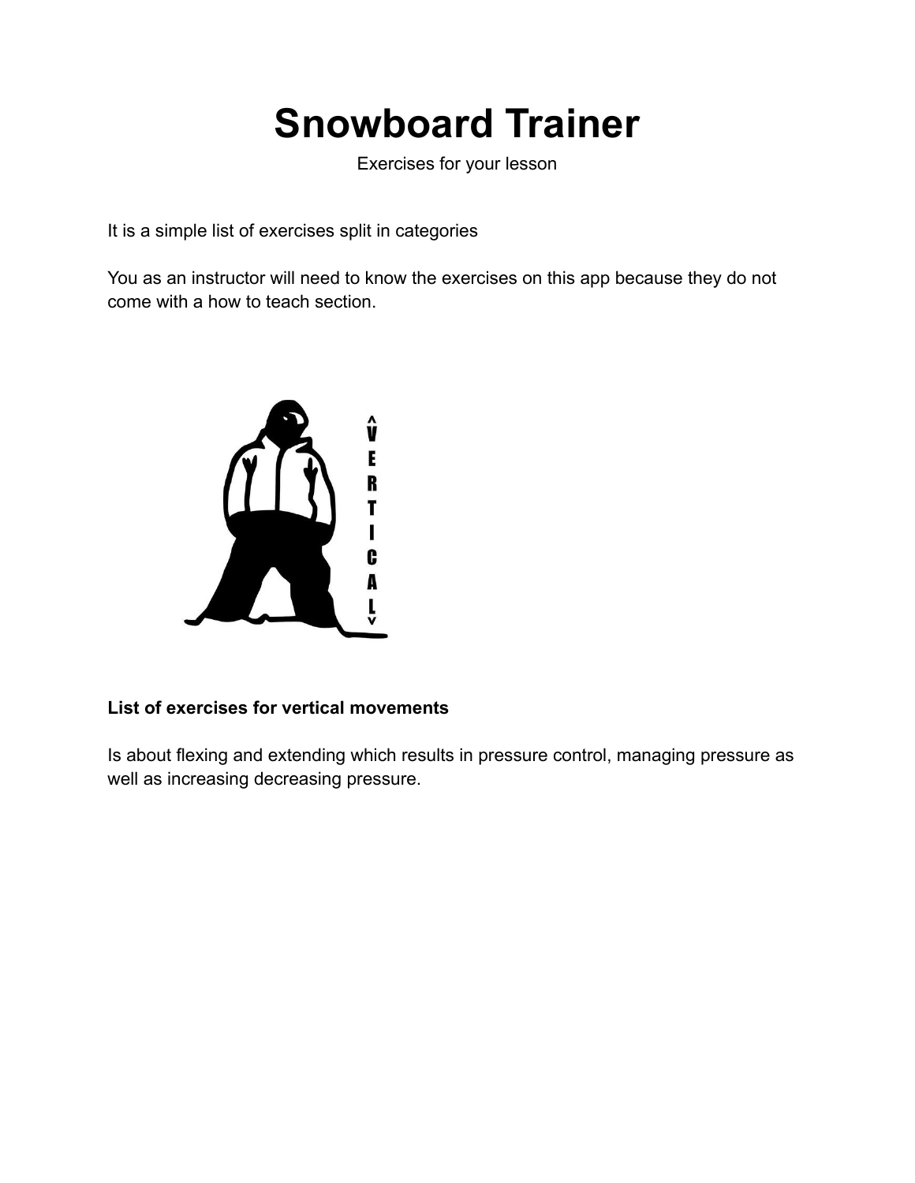# Snowboard Trainer

Exercises for your lesson

It is a simple list of exercises split in categories

You as an instructor will need to know the exercises on this app because they do not come with a how to teach section.

**List of exercises for vertical movements**

Is about flexing and extending which results in pressure control, managing pressure as well as increasing decreasing pressure.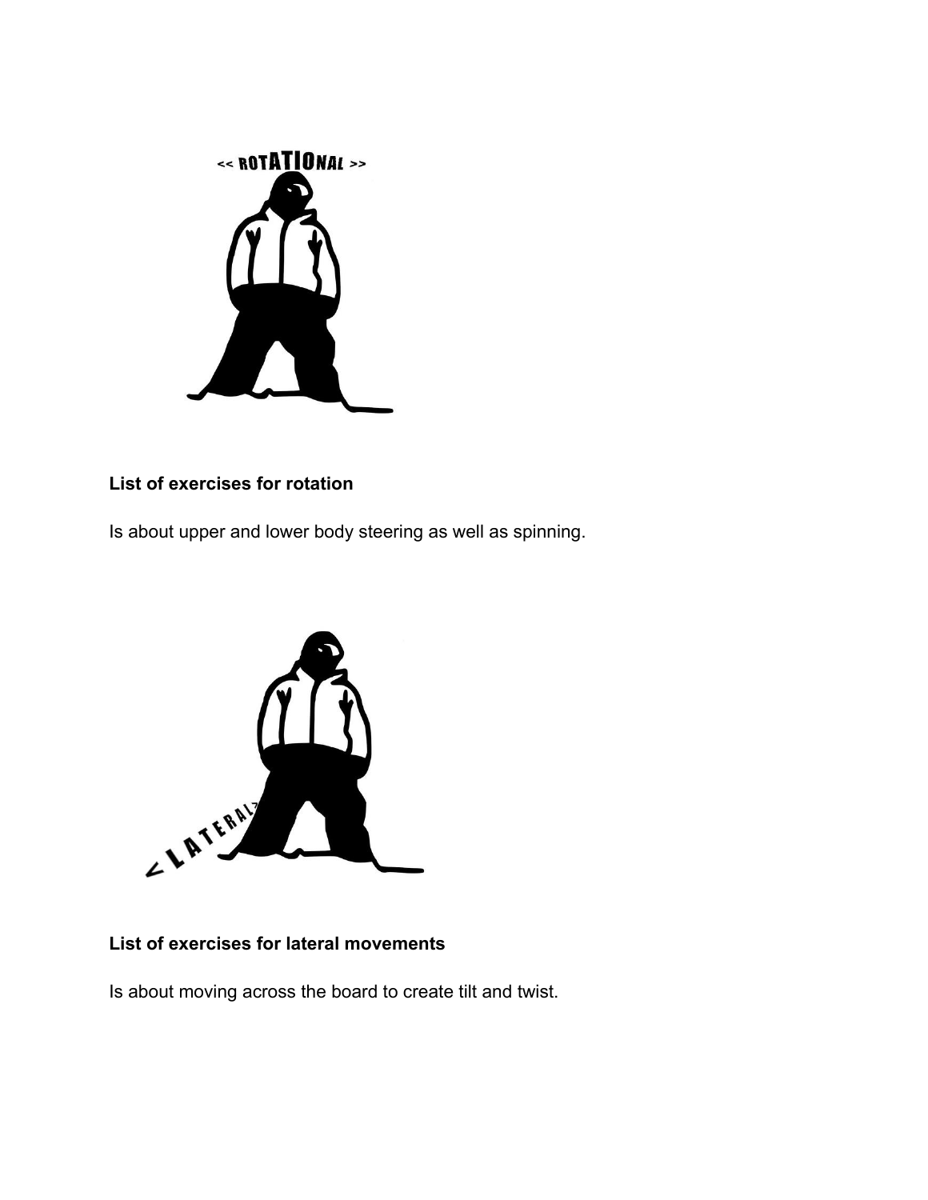### List of exercises for rotation

Is about upper and lower body steering as well as spinning.

### List of exercises for lateral movements

Is about moving across the board to create tilt and twist.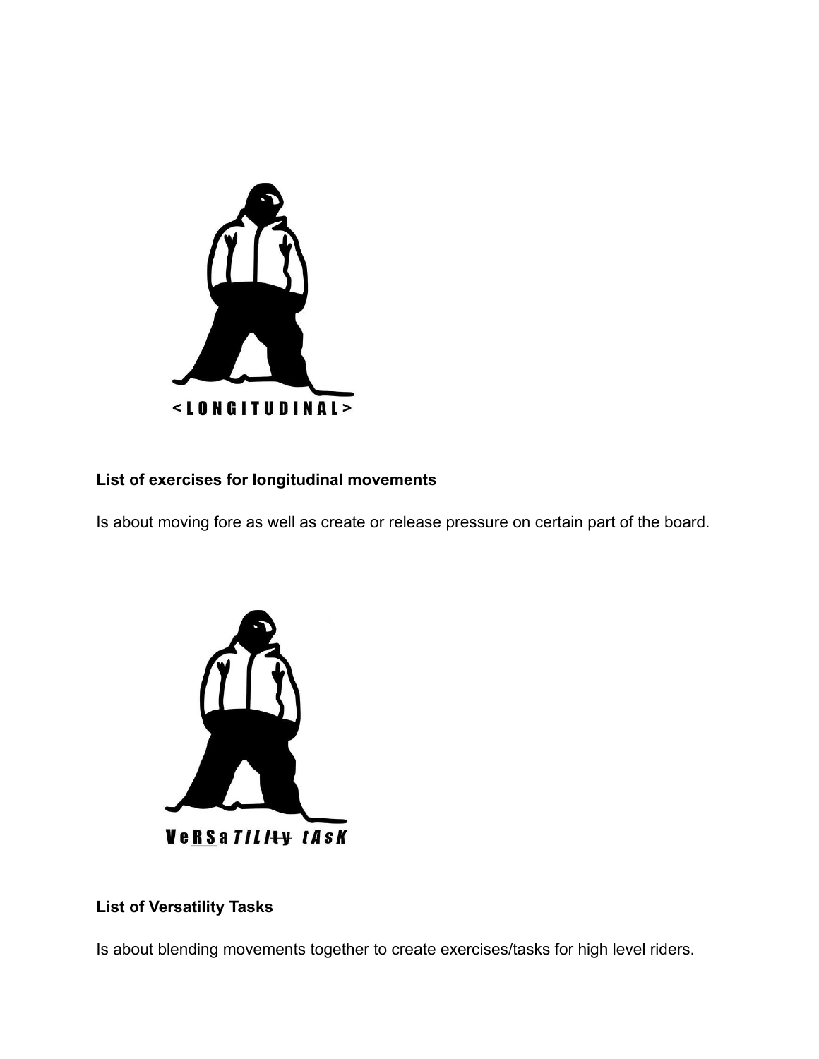< L O N G I T U D I N A L >

**List of exercises for longitudinal movements**

Is about moving fore as well as create or release pressure on certain part of the board.

VeRSaTiLIty tAsK

**List of Versatility Tasks**

Is about blending movements together to create exercises/tasks for high level riders.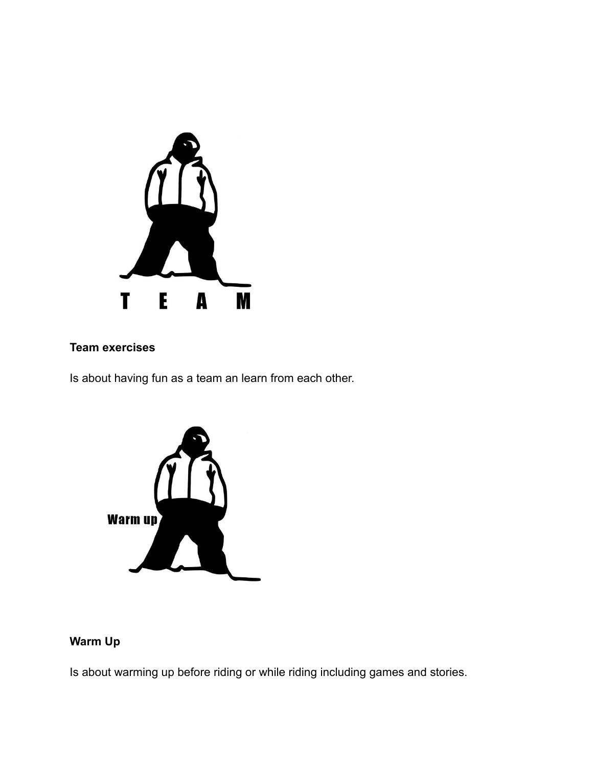**Team exercises**

Is about having fun as a team an learn from each other.

**Warm Up**

Is about warming up before riding or while riding including games and stories.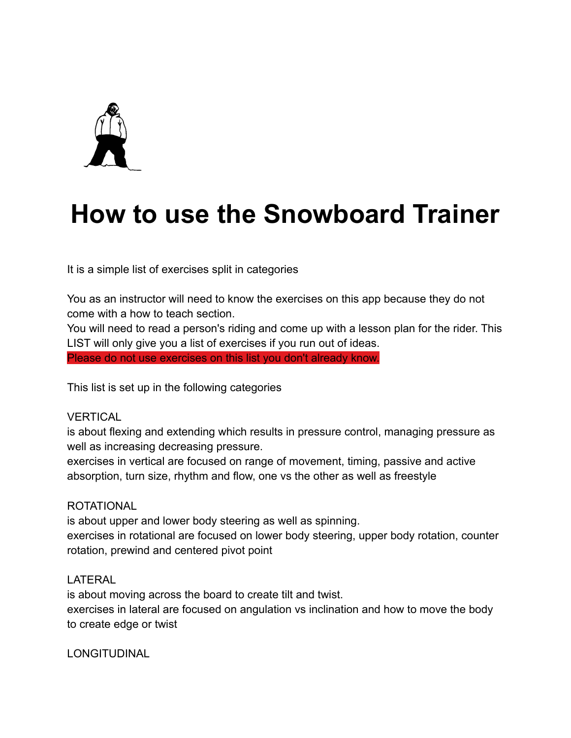# How to use the Snowboard Trainer

It is a simple list of exercises split in categories

You as an instructor will need to know the exercises on this app because they do not come with a how to teach section.
You will need to read a person's riding and come up with a lesson plan for the rider. This LIST will only give you a list of exercises if you run out of ideas.
**Please do not use exercises on this list you don't already know.**

This list is set up in the following categories

VERTICAL
is about flexing and extending which results in pressure control, managing pressure as well as increasing decreasing pressure.
exercises in vertical are focused on range of movement, timing, passive and active absorption, turn size, rhythm and flow, one vs the other as well as freestyle

ROTATIONAL
is about upper and lower body steering as well as spinning.
exercises in rotational are focused on lower body steering, upper body rotation, counter rotation, prewind and centered pivot point

LATERAL
is about moving across the board to create tilt and twist.
exercises in lateral are focused on angulation vs inclination and how to move the body to create edge or twist

LONGITUDINAL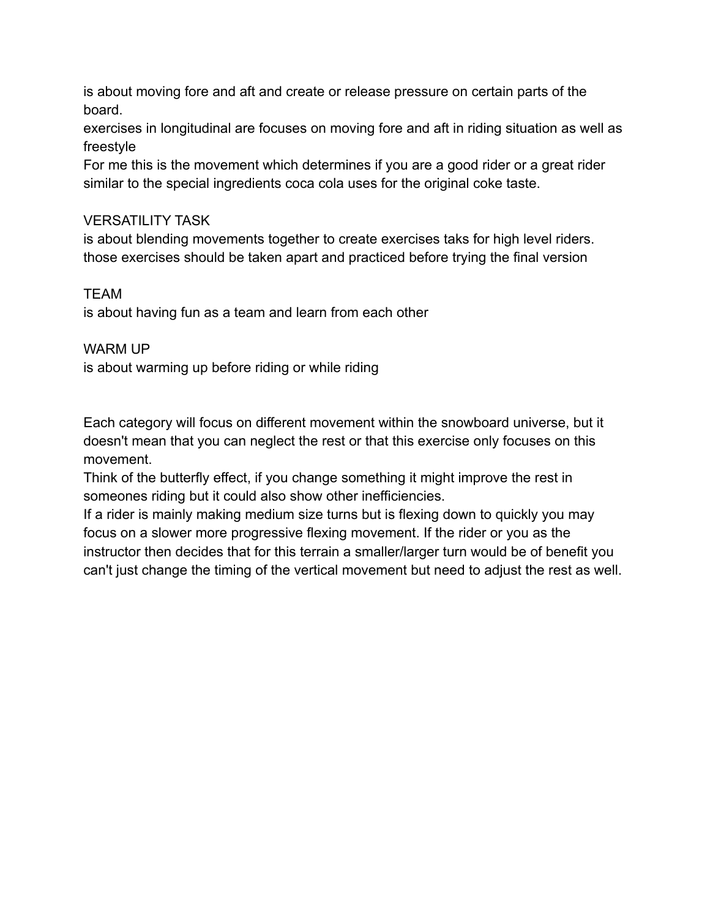is about moving fore and aft and create or release pressure on certain parts of the board.
exercises in longitudinal are focuses on moving fore and aft in riding situation as well as freestyle
For me this is the movement which determines if you are a good rider or a great rider similar to the special ingredients coca cola uses for the original coke taste.

## VERSATILITY TASK

is about blending movements together to create exercises taks for high level riders. those exercises should be taken apart and practiced before trying the final version

## TEAM

is about having fun as a team and learn from each other

## WARM UP

is about warming up before riding or while riding

Each category will focus on different movement within the snowboard universe, but it doesn't mean that you can neglect the rest or that this exercise only focuses on this movement.
Think of the butterfly effect, if you change something it might improve the rest in someones riding but it could also show other inefficiencies.
If a rider is mainly making medium size turns but is flexing down to quickly you may focus on a slower more progressive flexing movement. If the rider or you as the instructor then decides that for this terrain a smaller/larger turn would be of benefit you can't just change the timing of the vertical movement but need to adjust the rest as well.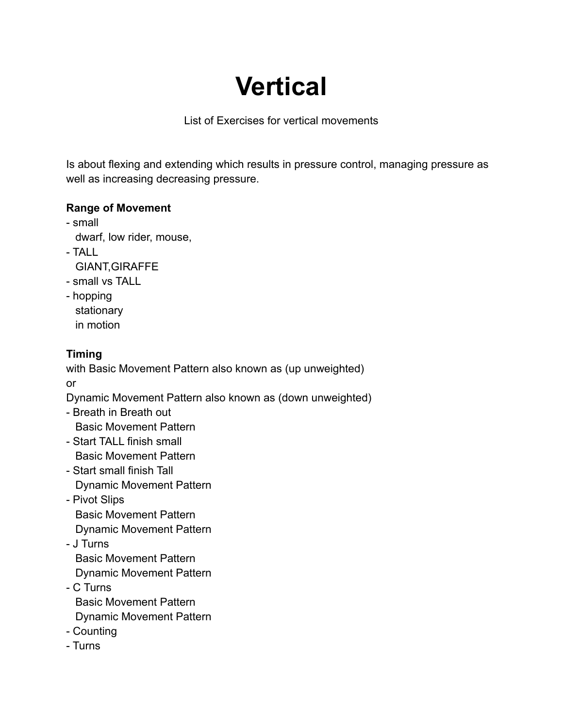# Vertical

List of Exercises for vertical movements

Is about flexing and extending which results in pressure control, managing pressure as well as increasing decreasing pressure.

**Range of Movement**

- small
  - dwarf, low rider, mouse,
- TALL
  - GIANT,GIRAFFE
- small vs TALL
- hopping
  - stationary
  - in motion

**Timing**

with Basic Movement Pattern also known as (up unweighted)
or
Dynamic Movement Pattern also known as (down unweighted)

- Breath in Breath out
  - Basic Movement Pattern
- Start TALL finish small
  - Basic Movement Pattern
- Start small finish Tall
  - Dynamic Movement Pattern
- Pivot Slips
  - Basic Movement Pattern
  - Dynamic Movement Pattern
- J Turns
  - Basic Movement Pattern
  - Dynamic Movement Pattern
- C Turns
  - Basic Movement Pattern
  - Dynamic Movement Pattern
- Counting
- Turns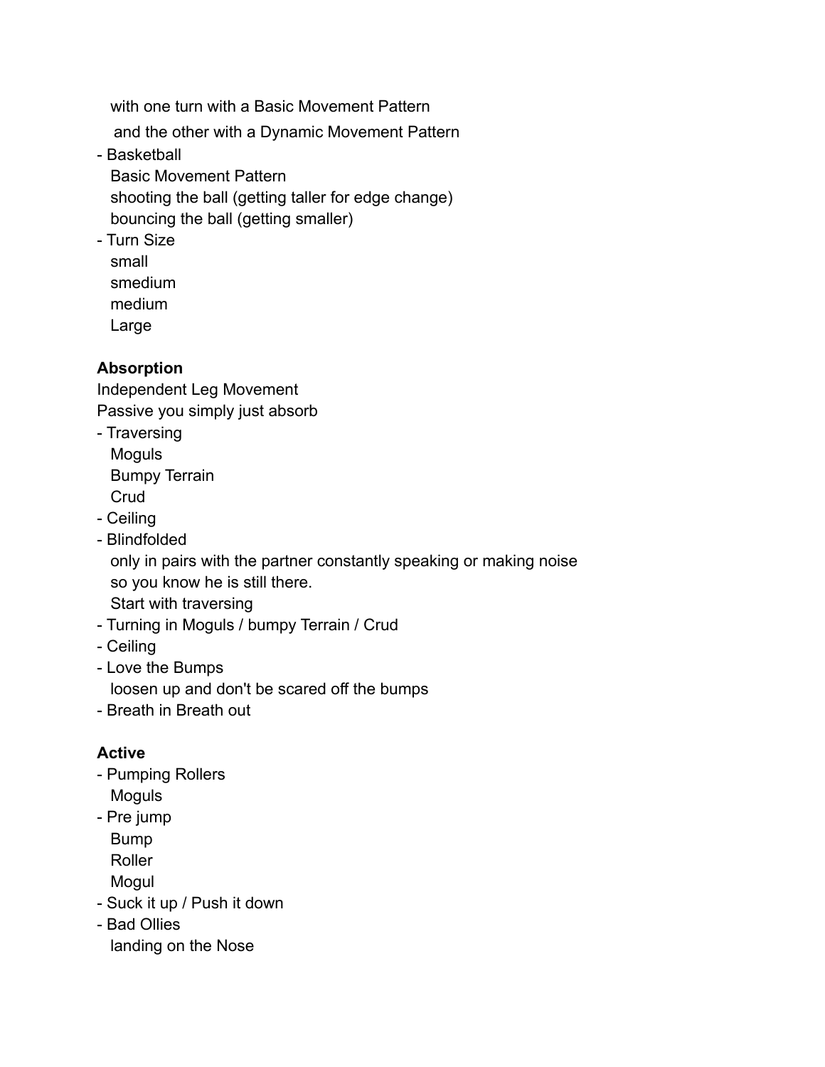with one turn with a Basic Movement Pattern
and the other with a Dynamic Movement Pattern

- Basketball
  Basic Movement Pattern
  shooting the ball (getting taller for edge change)
  bouncing the ball (getting smaller)
- Turn Size
  small
  smedium
  medium
  Large

**Absorption**

Independent Leg Movement
Passive you simply just absorb

- Traversing
  Moguls
  Bumpy Terrain
  Crud
- Ceiling
- Blindfolded
  only in pairs with the partner constantly speaking or making noise
  so you know he is still there.
  Start with traversing
- Turning in Moguls / bumpy Terrain / Crud
- Ceiling
- Love the Bumps
  loosen up and don't be scared off the bumps
- Breath in Breath out

**Active**

- Pumping Rollers
  Moguls
- Pre jump
  Bump
  Roller
  Mogul
- Suck it up / Push it down
- Bad Ollies
  landing on the Nose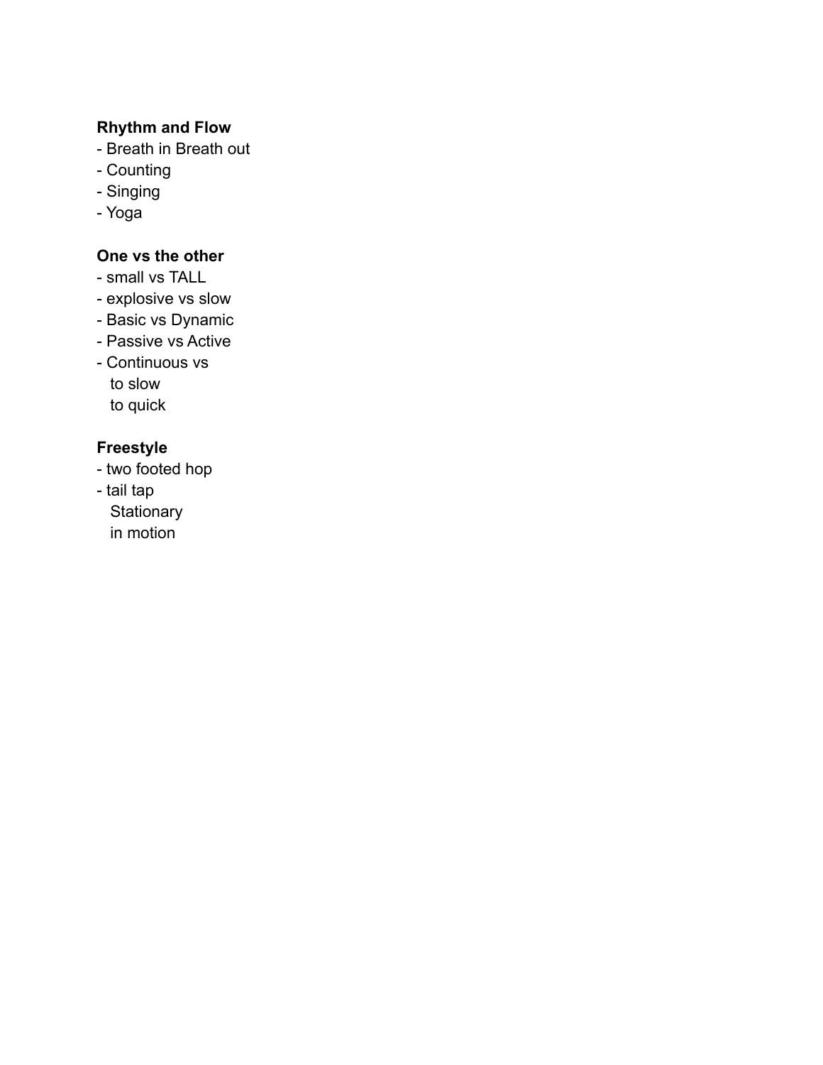**Rhythm and Flow**
- Breath in Breath out
- Counting
- Singing
- Yoga

**One vs the other**
- small vs TALL
- explosive vs slow
- Basic vs Dynamic
- Passive vs Active
- Continuous vs
  - to slow
  - to quick

**Freestyle**
- two footed hop
- tail tap
  - Stationary
  - in motion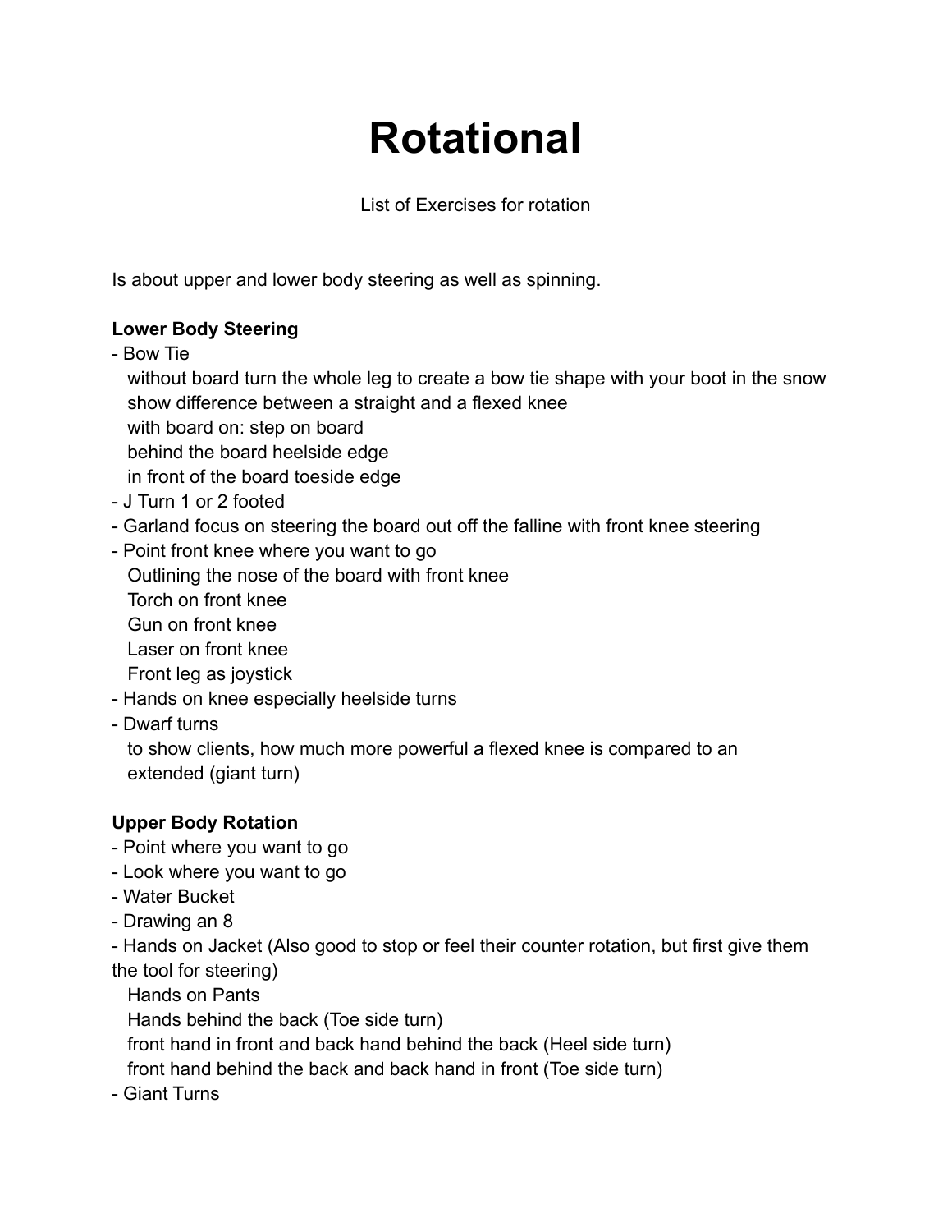# Rotational

List of Exercises for rotation

Is about upper and lower body steering as well as spinning.

**Lower Body Steering**

- Bow Tie
  without board turn the whole leg to create a bow tie shape with your boot in the snow
  show difference between a straight and a flexed knee
  with board on: step on board
  behind the board heelside edge
  in front of the board toeside edge
- J Turn 1 or 2 footed
- Garland focus on steering the board out off the falline with front knee steering
- Point front knee where you want to go
  Outlining the nose of the board with front knee
  Torch on front knee
  Gun on front knee
  Laser on front knee
  Front leg as joystick
- Hands on knee especially heelside turns
- Dwarf turns
  to show clients, how much more powerful a flexed knee is compared to an extended (giant turn)

**Upper Body Rotation**

- Point where you want to go
- Look where you want to go
- Water Bucket
- Drawing an 8
- Hands on Jacket (Also good to stop or feel their counter rotation, but first give them the tool for steering)
  Hands on Pants
  Hands behind the back (Toe side turn)
  front hand in front and back hand behind the back (Heel side turn)
  front hand behind the back and back hand in front (Toe side turn)
- Giant Turns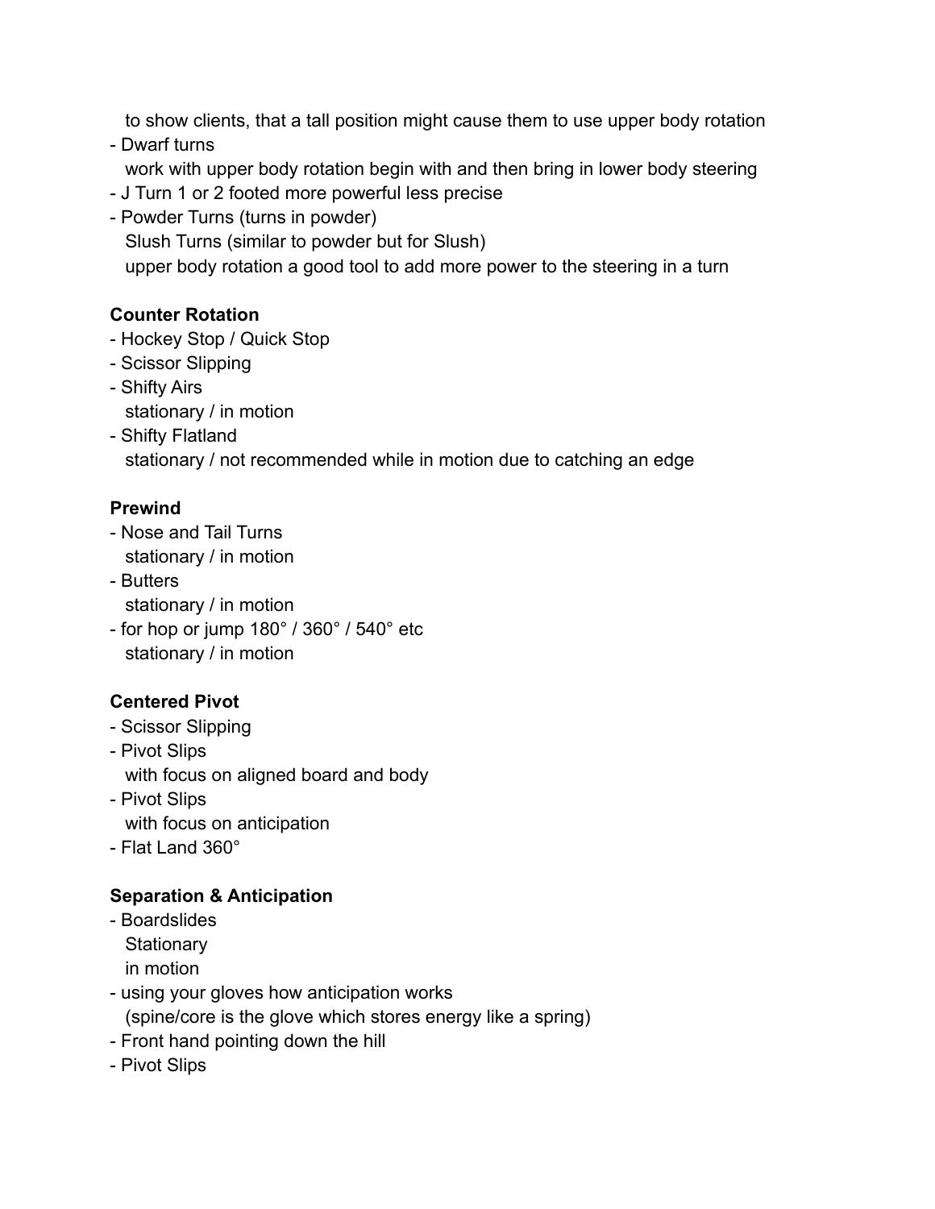to show clients, that a tall position might cause them to use upper body rotation

- Dwarf turns
  work with upper body rotation begin with and then bring in lower body steering
- J Turn 1 or 2 footed more powerful less precise
- Powder Turns (turns in powder)
  Slush Turns (similar to powder but for Slush)
  upper body rotation a good tool to add more power to the steering in a turn

**Counter Rotation**

- Hockey Stop / Quick Stop
- Scissor Slipping
- Shifty Airs
  stationary / in motion
- Shifty Flatland
  stationary / not recommended while in motion due to catching an edge

**Prewind**

- Nose and Tail Turns
  stationary / in motion
- Butters
  stationary / in motion
- for hop or jump 180° / 360° / 540° etc
  stationary / in motion

**Centered Pivot**

- Scissor Slipping
- Pivot Slips
  with focus on aligned board and body
- Pivot Slips
  with focus on anticipation
- Flat Land 360°

**Separation & Anticipation**

- Boardslides
  Stationary
  in motion
- using your gloves how anticipation works
  (spine/core is the glove which stores energy like a spring)
- Front hand pointing down the hill
- Pivot Slips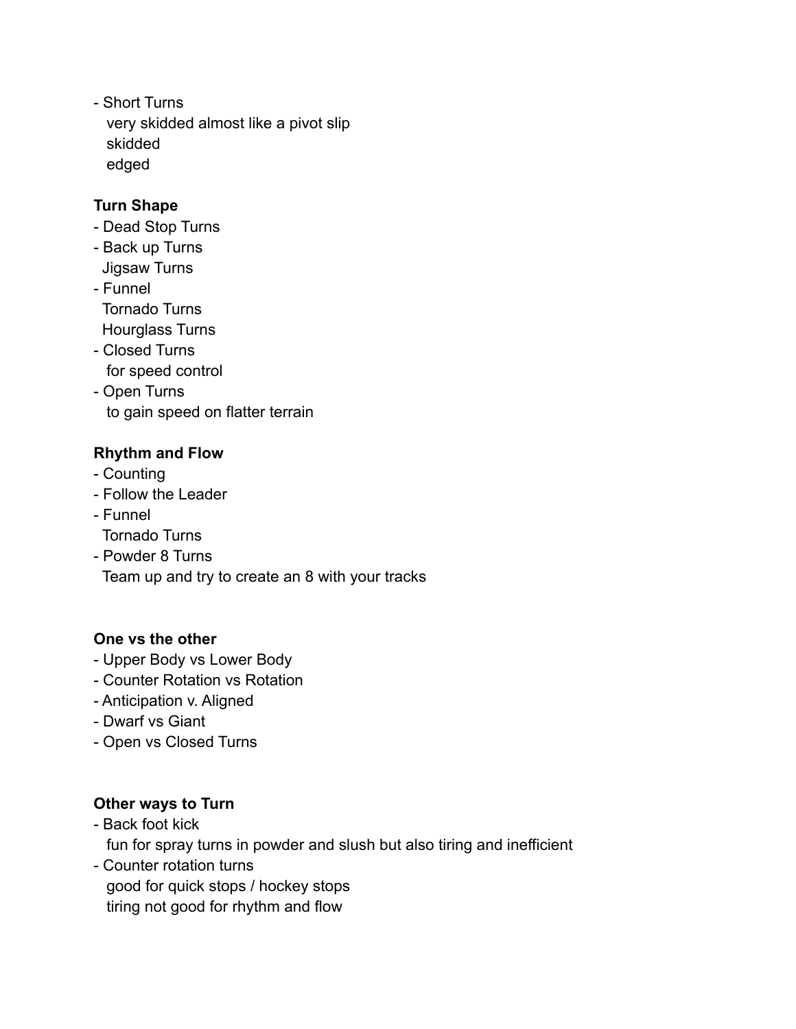- Short Turns
  - very skidded almost like a pivot slip
  - skidded
  - edged

**Turn Shape**

- Dead Stop Turns
- Back up Turns
  - Jigsaw Turns
- Funnel
  - Tornado Turns
  - Hourglass Turns
- Closed Turns
  - for speed control
- Open Turns
  - to gain speed on flatter terrain

**Rhythm and Flow**

- Counting
- Follow the Leader
- Funnel
  - Tornado Turns
- Powder 8 Turns
  - Team up and try to create an 8 with your tracks

**One vs the other**

- Upper Body vs Lower Body
- Counter Rotation vs Rotation
- Anticipation v. Aligned
- Dwarf vs Giant
- Open vs Closed Turns

**Other ways to Turn**

- Back foot kick
  - fun for spray turns in powder and slush but also tiring and inefficient
- Counter rotation turns
  - good for quick stops / hockey stops
  - tiring not good for rhythm and flow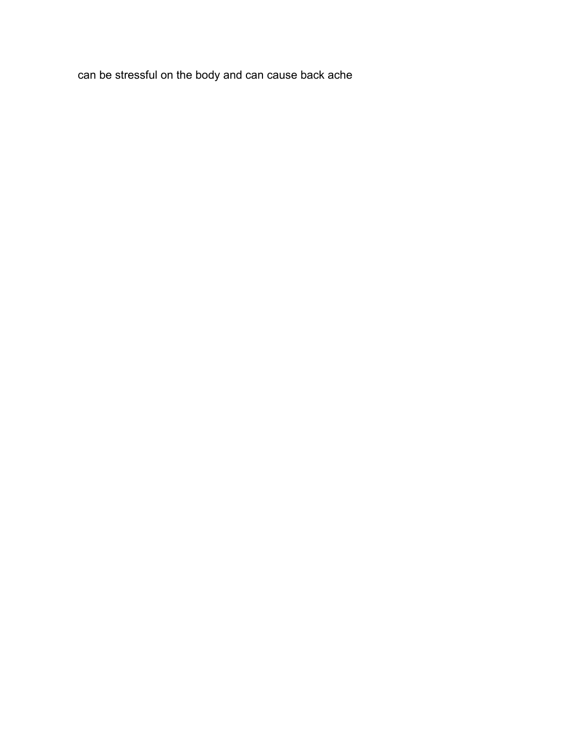can be stressful on the body and can cause back ache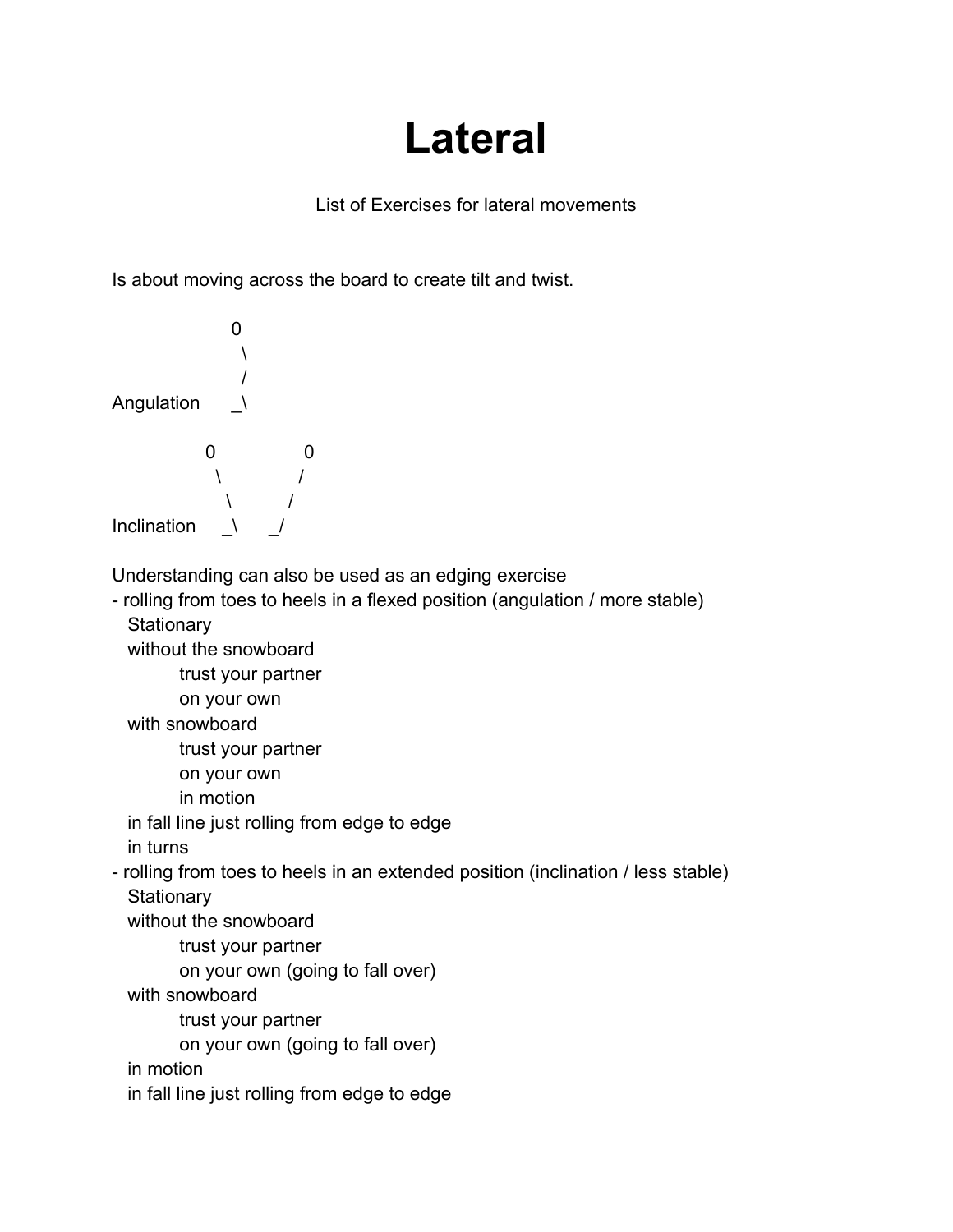# Lateral

List of Exercises for lateral movements

Is about moving across the board to create tilt and twist.

```
                 0
                  \
                  /
Angulation       _\

             0            0
              \          /
               \        /
Inclination    _\      _/
```

Understanding can also be used as an edging exercise

- rolling from toes to heels in a flexed position (angulation / more stable)
  - Stationary
  - without the snowboard
    - trust your partner
    - on your own
  - with snowboard
    - trust your partner
    - on your own
    - in motion
  - in fall line just rolling from edge to edge
  - in turns
- rolling from toes to heels in an extended position (inclination / less stable)
  - Stationary
  - without the snowboard
    - trust your partner
    - on your own (going to fall over)
  - with snowboard
    - trust your partner
    - on your own (going to fall over)
  - in motion
  - in fall line just rolling from edge to edge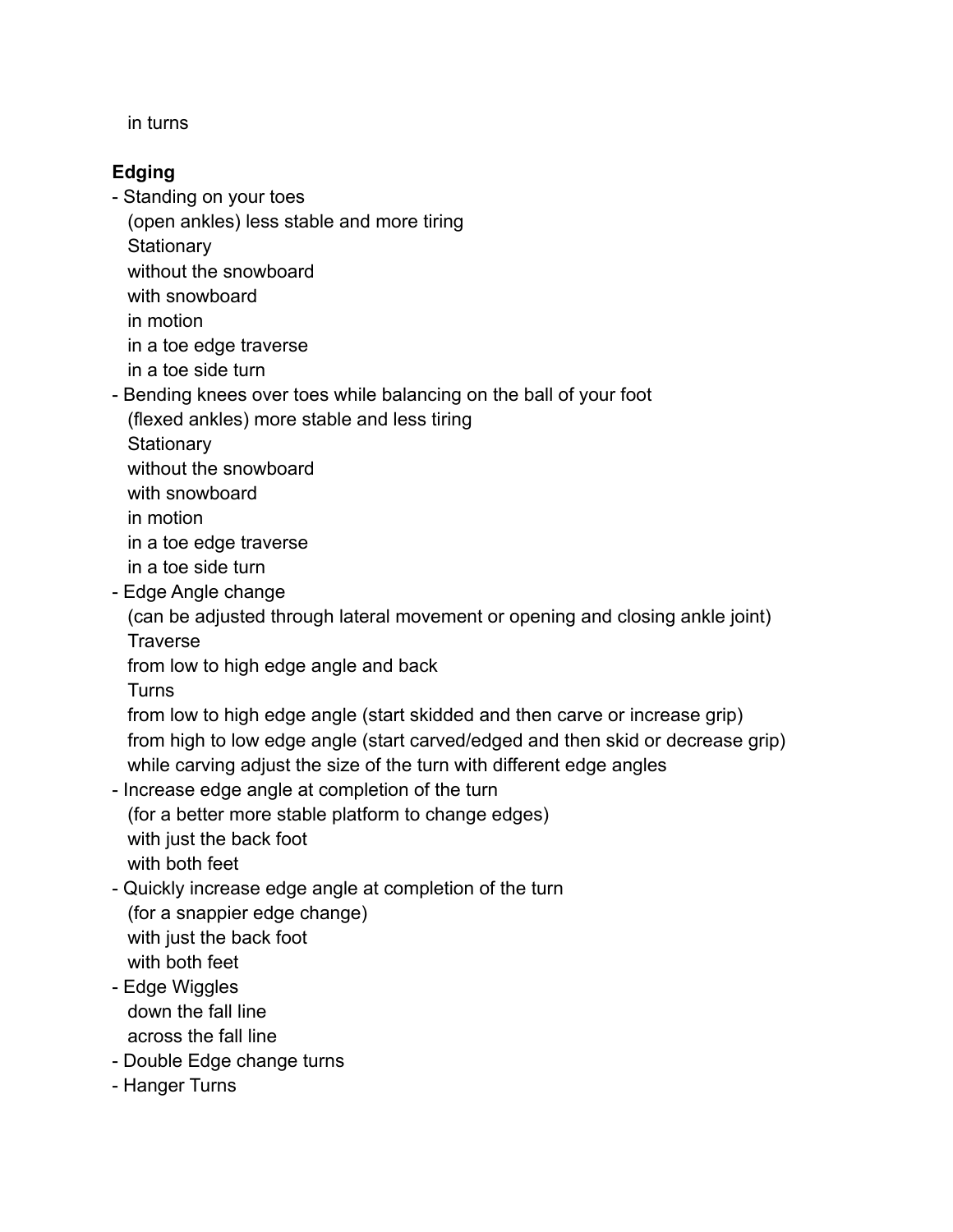in turns

**Edging**

- Standing on your toes
  (open ankles) less stable and more tiring
  Stationary
  without the snowboard
  with snowboard
  in motion
  in a toe edge traverse
  in a toe side turn
- Bending knees over toes while balancing on the ball of your foot
  (flexed ankles) more stable and less tiring
  Stationary
  without the snowboard
  with snowboard
  in motion
  in a toe edge traverse
  in a toe side turn
- Edge Angle change
  (can be adjusted through lateral movement or opening and closing ankle joint)
  Traverse
  from low to high edge angle and back
  Turns
  from low to high edge angle (start skidded and then carve or increase grip)
  from high to low edge angle (start carved/edged and then skid or decrease grip)
  while carving adjust the size of the turn with different edge angles
- Increase edge angle at completion of the turn
  (for a better more stable platform to change edges)
  with just the back foot
  with both feet
- Quickly increase edge angle at completion of the turn
  (for a snappier edge change)
  with just the back foot
  with both feet
- Edge Wiggles
  down the fall line
  across the fall line
- Double Edge change turns
- Hanger Turns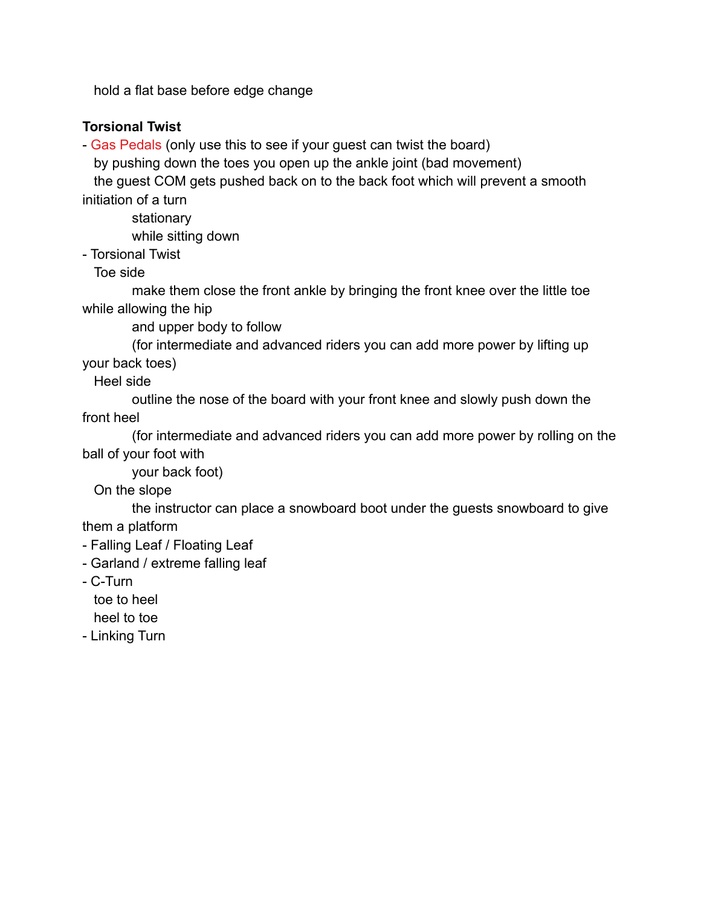hold a flat base before edge change

**Torsional Twist**

- Gas Pedals (only use this to see if your guest can twist the board)
  - by pushing down the toes you open up the ankle joint (bad movement)
  - the guest COM gets pushed back on to the back foot which will prevent a smooth initiation of a turn
    - stationary
    - while sitting down
- Torsional Twist
  - Toe side
    - make them close the front ankle by bringing the front knee over the little toe while allowing the hip
    - and upper body to follow
    - (for intermediate and advanced riders you can add more power by lifting up your back toes)
  - Heel side
    - outline the nose of the board with your front knee and slowly push down the front heel
    - (for intermediate and advanced riders you can add more power by rolling on the ball of your foot with
    - your back foot)
  - On the slope
    - the instructor can place a snowboard boot under the guests snowboard to give them a platform
- Falling Leaf / Floating Leaf
- Garland / extreme falling leaf
- C-Turn
  - toe to heel
  - heel to toe
- Linking Turn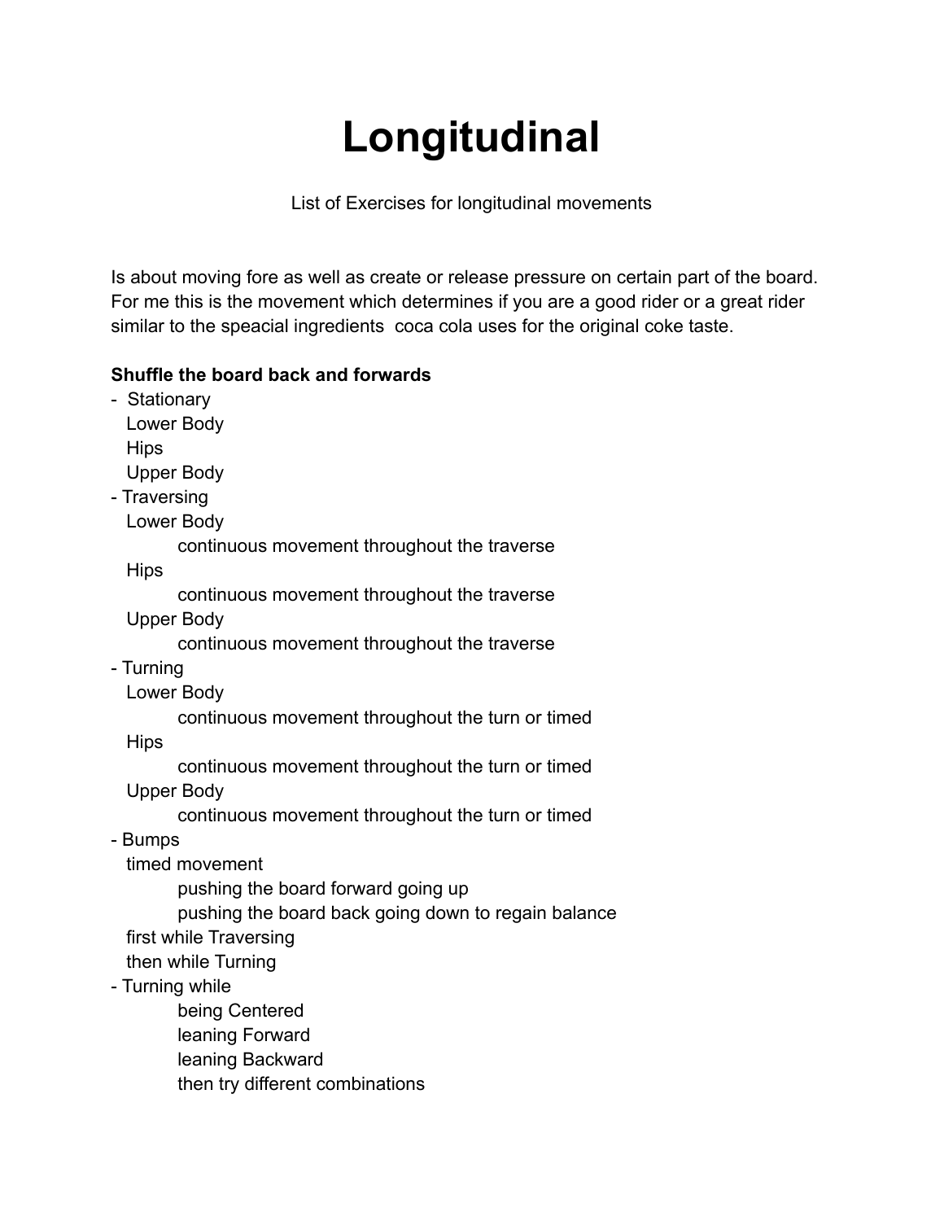# Longitudinal

List of Exercises for longitudinal movements

Is about moving fore as well as create or release pressure on certain part of the board. For me this is the movement which determines if you are a good rider or a great rider similar to the speacial ingredients coca cola uses for the original coke taste.

**Shuffle the board back and forwards**

- Stationary
  - Lower Body
  - Hips
  - Upper Body
- Traversing
  - Lower Body
    - continuous movement throughout the traverse
  - Hips
    - continuous movement throughout the traverse
  - Upper Body
    - continuous movement throughout the traverse
- Turning
  - Lower Body
    - continuous movement throughout the turn or timed
  - Hips
    - continuous movement throughout the turn or timed
  - Upper Body
    - continuous movement throughout the turn or timed
- Bumps
  - timed movement
    - pushing the board forward going up
    - pushing the board back going down to regain balance
  - first while Traversing
  - then while Turning
- Turning while
  - being Centered
  - leaning Forward
  - leaning Backward
  - then try different combinations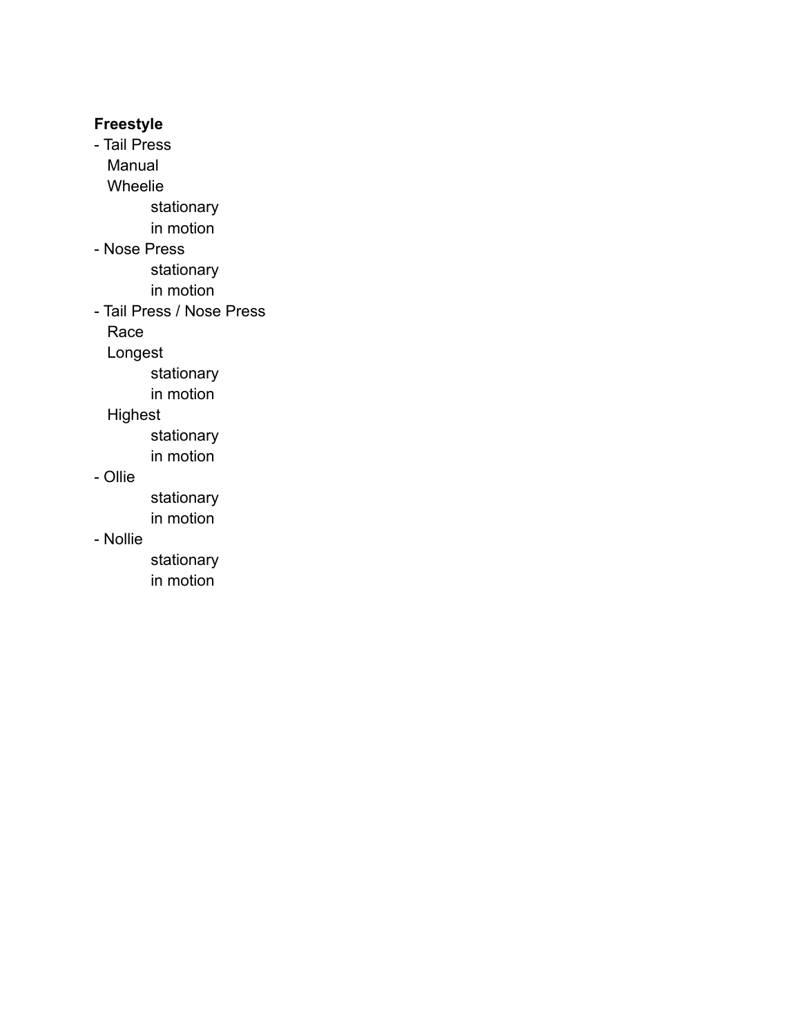**Freestyle**

- Tail Press
  - Manual
  - Wheelie
    - stationary
    - in motion
- Nose Press
    - stationary
    - in motion
- Tail Press / Nose Press
  - Race
  - Longest
    - stationary
    - in motion
  - Highest
    - stationary
    - in motion
- Ollie
    - stationary
    - in motion
- Nollie
    - stationary
    - in motion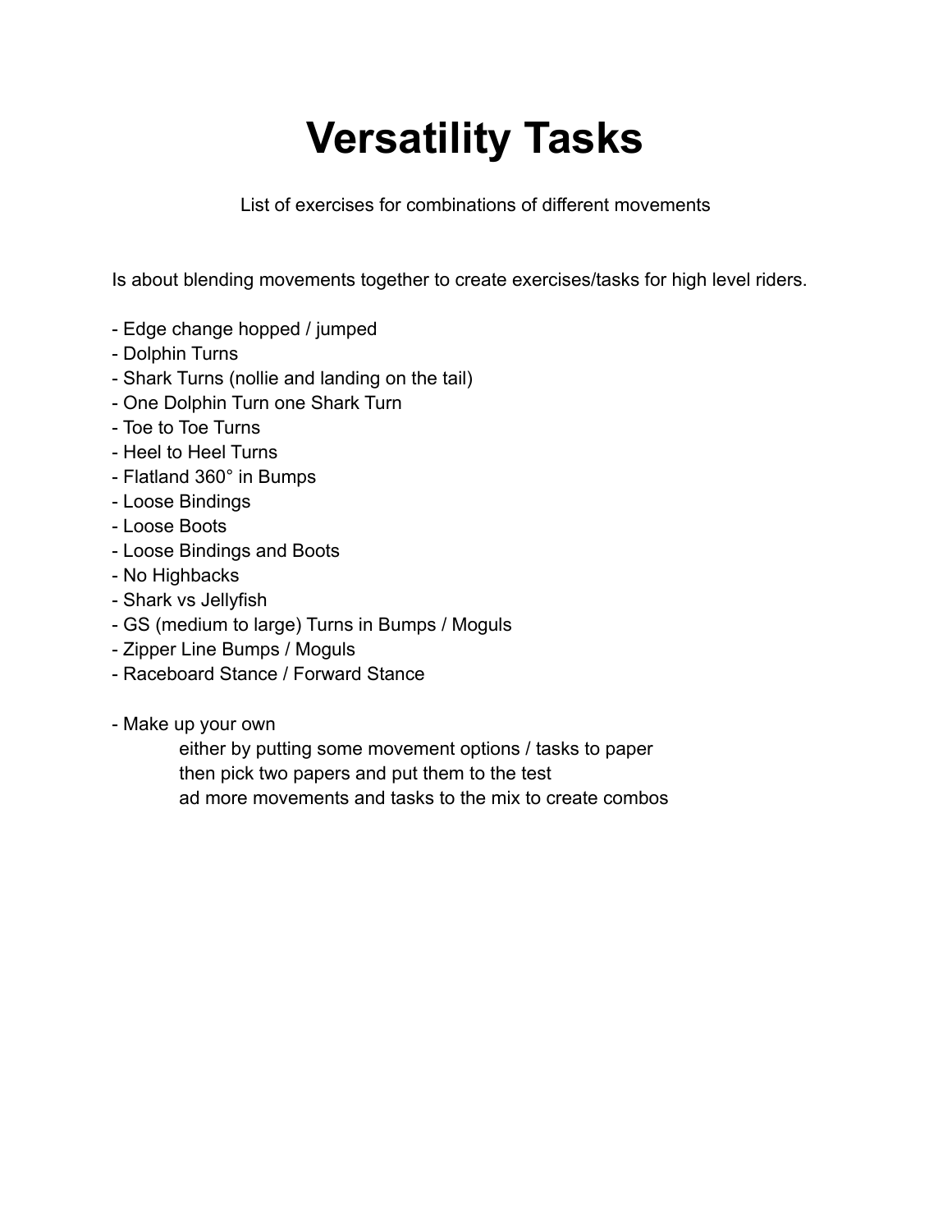# Versatility Tasks

List of exercises for combinations of different movements

Is about blending movements together to create exercises/tasks for high level riders.

- Edge change hopped / jumped
- Dolphin Turns
- Shark Turns (nollie and landing on the tail)
- One Dolphin Turn one Shark Turn
- Toe to Toe Turns
- Heel to Heel Turns
- Flatland 360° in Bumps
- Loose Bindings
- Loose Boots
- Loose Bindings and Boots
- No Highbacks
- Shark vs Jellyfish
- GS (medium to large) Turns in Bumps / Moguls
- Zipper Line Bumps / Moguls
- Raceboard Stance / Forward Stance

- Make up your own
  - either by putting some movement options / tasks to paper
  - then pick two papers and put them to the test
  - ad more movements and tasks to the mix to create combos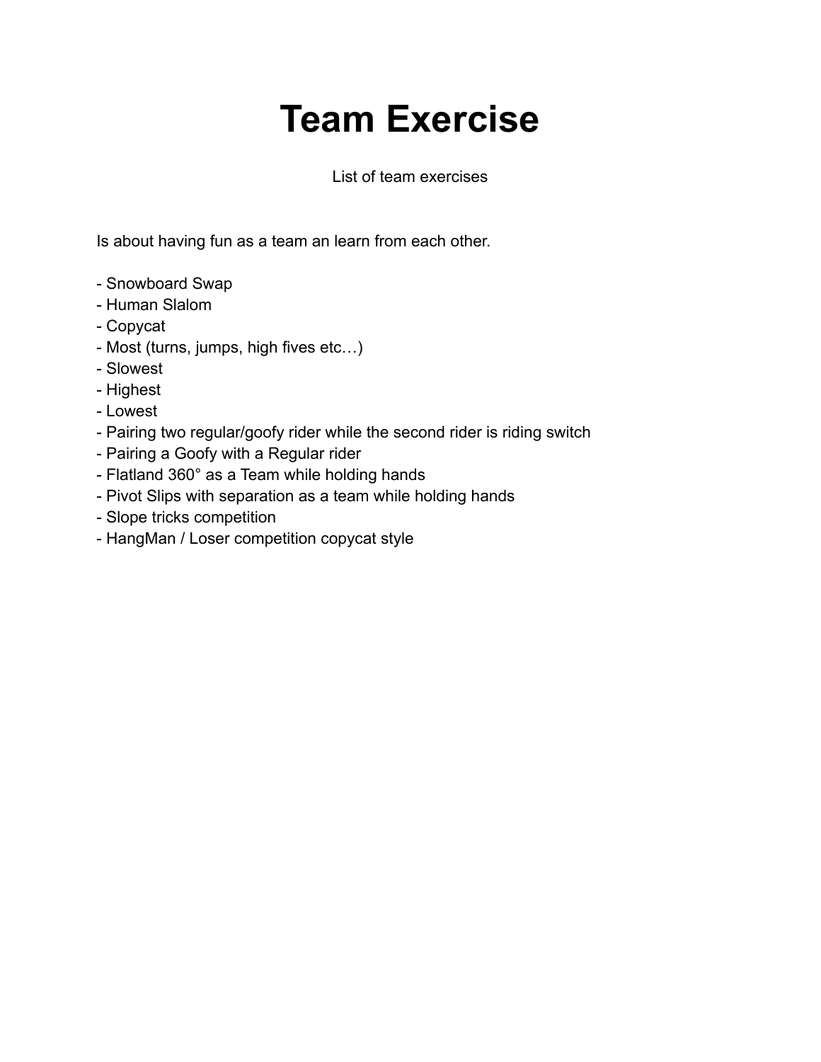# Team Exercise

List of team exercises

Is about having fun as a team an learn from each other.

- Snowboard Swap
- Human Slalom
- Copycat
- Most (turns, jumps, high fives etc…)
- Slowest
- Highest
- Lowest
- Pairing two regular/goofy rider while the second rider is riding switch
- Pairing a Goofy with a Regular rider
- Flatland 360° as a Team while holding hands
- Pivot Slips with separation as a team while holding hands
- Slope tricks competition
- HangMan / Loser competition copycat style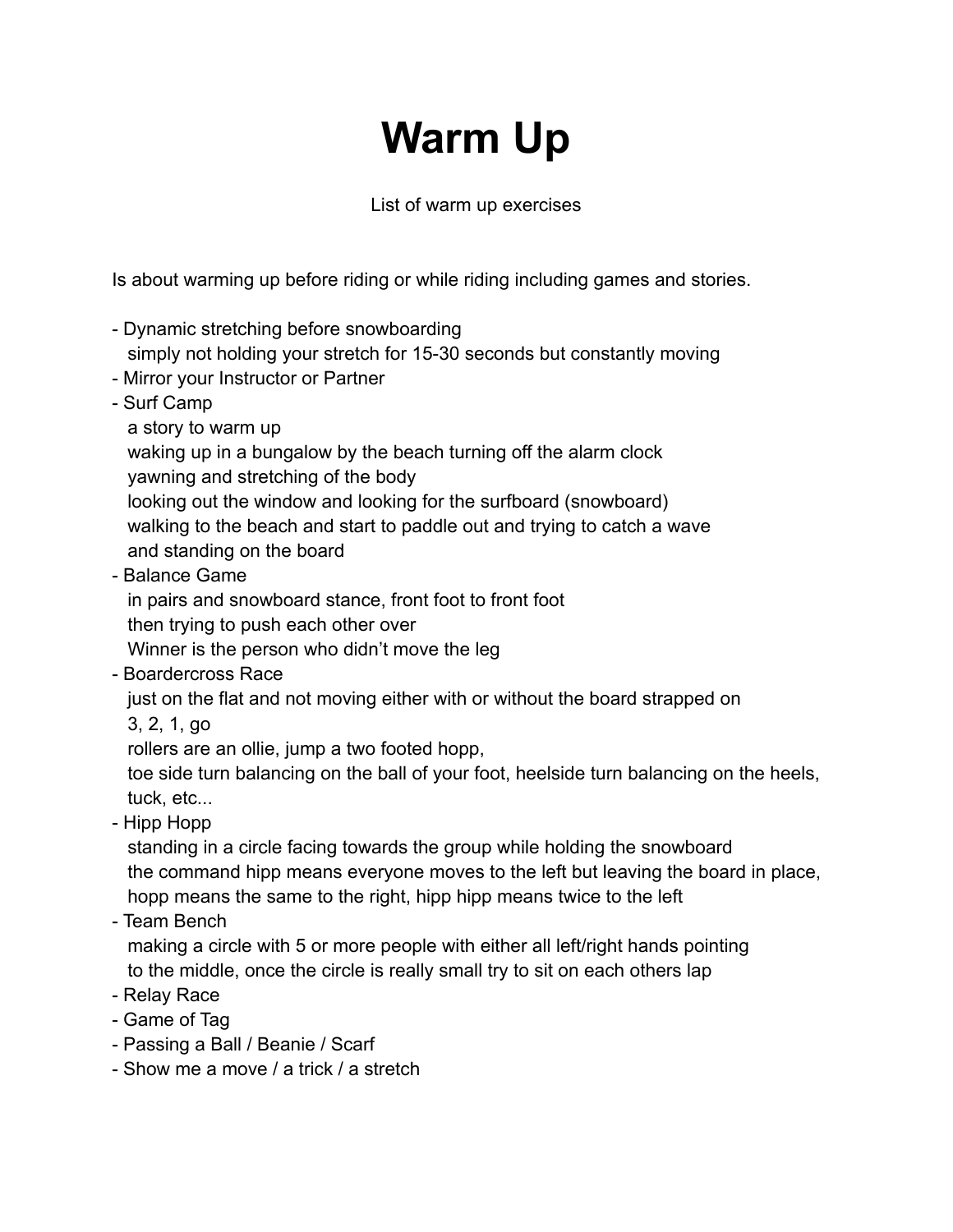# Warm Up

List of warm up exercises

Is about warming up before riding or while riding including games and stories.

- Dynamic stretching before snowboarding
  simply not holding your stretch for 15-30 seconds but constantly moving
- Mirror your Instructor or Partner
- Surf Camp
  a story to warm up
  waking up in a bungalow by the beach turning off the alarm clock
  yawning and stretching of the body
  looking out the window and looking for the surfboard (snowboard)
  walking to the beach and start to paddle out and trying to catch a wave
  and standing on the board
- Balance Game
  in pairs and snowboard stance, front foot to front foot
  then trying to push each other over
  Winner is the person who didn't move the leg
- Boardercross Race
  just on the flat and not moving either with or without the board strapped on
  3, 2, 1, go
  rollers are an ollie, jump a two footed hopp,
  toe side turn balancing on the ball of your foot, heelside turn balancing on the heels,
  tuck, etc...
- Hipp Hopp
  standing in a circle facing towards the group while holding the snowboard
  the command hipp means everyone moves to the left but leaving the board in place,
  hopp means the same to the right, hipp hipp means twice to the left
- Team Bench
  making a circle with 5 or more people with either all left/right hands pointing
  to the middle, once the circle is really small try to sit on each others lap
- Relay Race
- Game of Tag
- Passing a Ball / Beanie / Scarf
- Show me a move / a trick / a stretch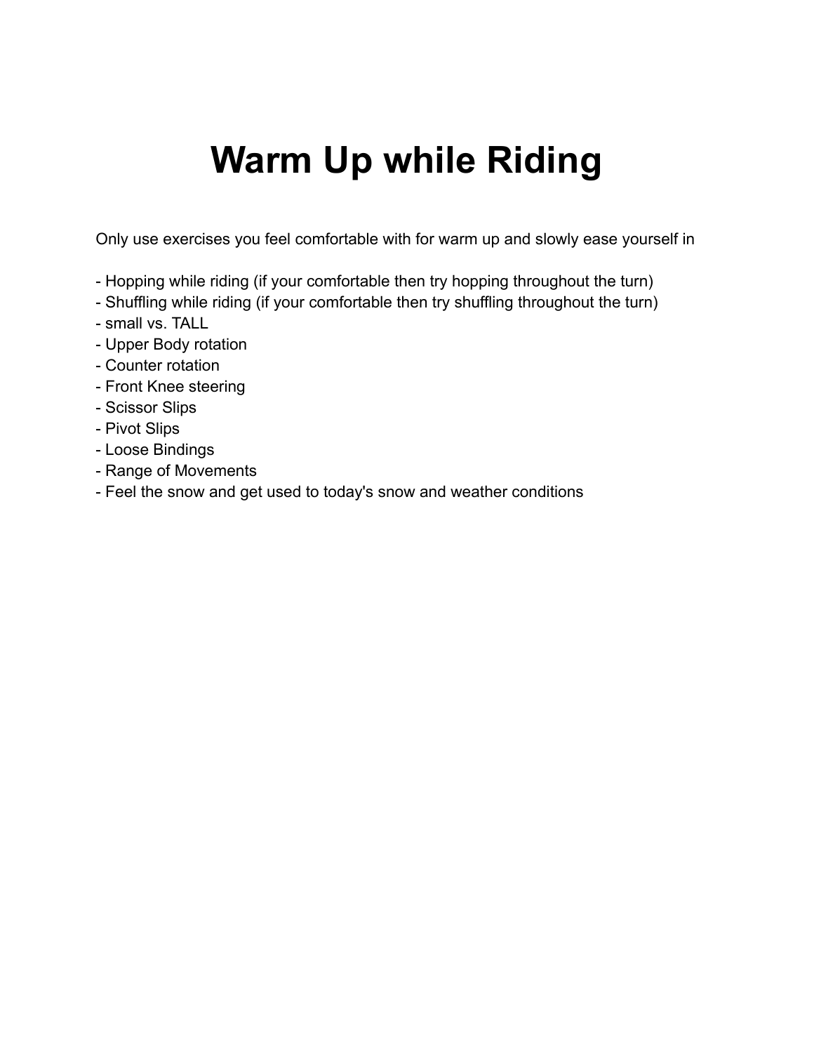# Warm Up while Riding

Only use exercises you feel comfortable with for warm up and slowly ease yourself in

- Hopping while riding (if your comfortable then try hopping throughout the turn)
- Shuffling while riding (if your comfortable then try shuffling throughout the turn)
- small vs. TALL
- Upper Body rotation
- Counter rotation
- Front Knee steering
- Scissor Slips
- Pivot Slips
- Loose Bindings
- Range of Movements
- Feel the snow and get used to today's snow and weather conditions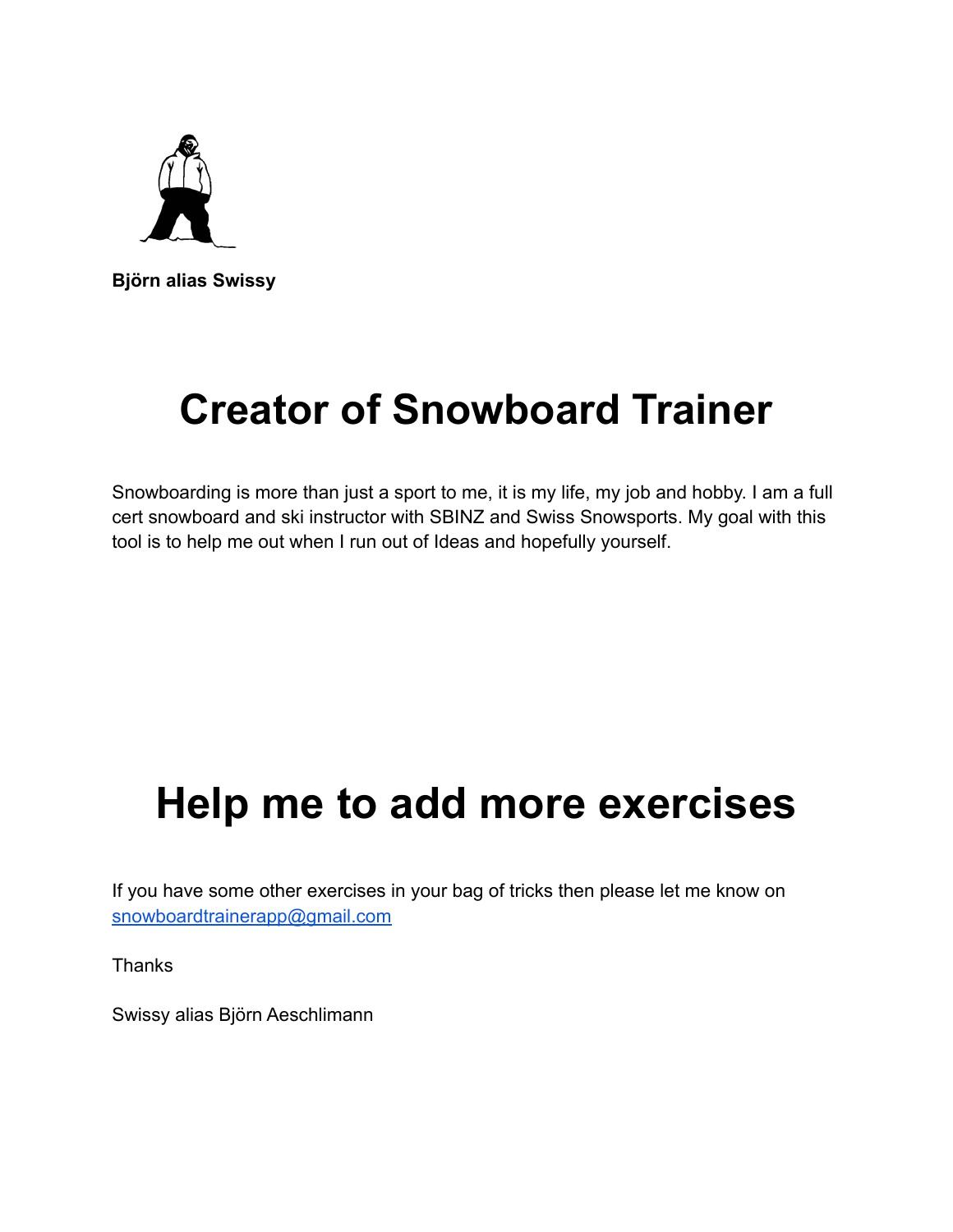**Björn alias Swissy**

# Creator of Snowboard Trainer

Snowboarding is more than just a sport to me, it is my life, my job and hobby. I am a full cert snowboard and ski instructor with SBINZ and Swiss Snowsports. My goal with this tool is to help me out when I run out of Ideas and hopefully yourself.

# Help me to add more exercises

If you have some other exercises in your bag of tricks then please let me know on [snowboardtrainerapp@gmail.com](mailto:snowboardtrainerapp@gmail.com)

Thanks

Swissy alias Björn Aeschlimann